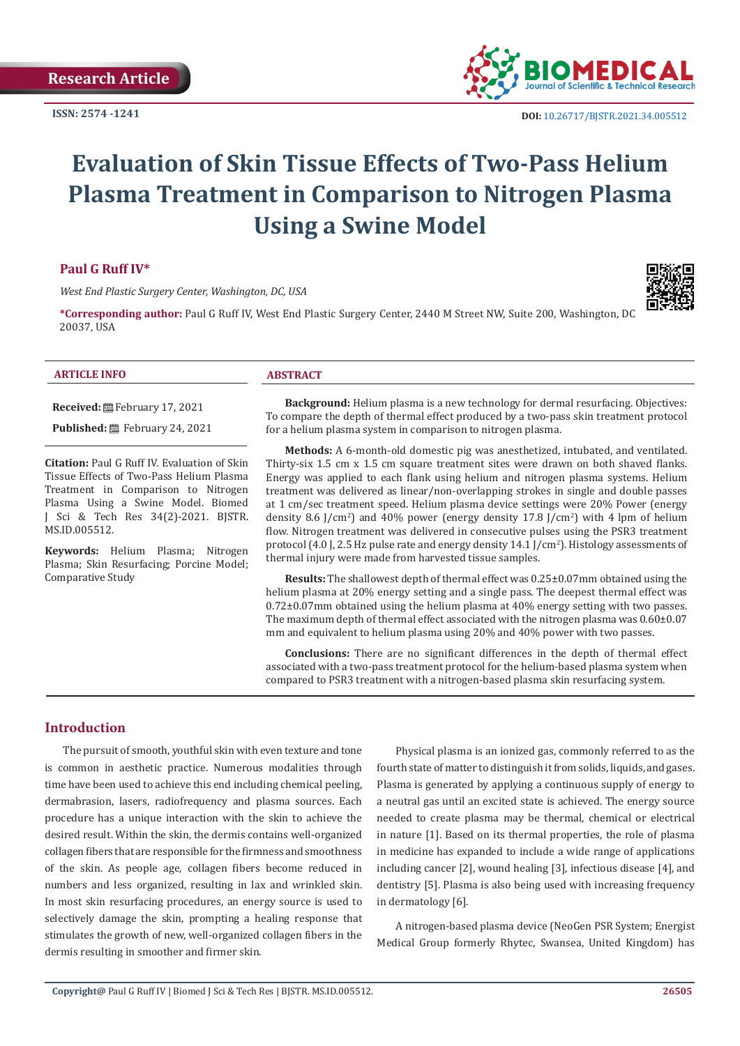Research Article

ISSN: 2574 -1241

DOI: 10.26717/BJSTR.2021.34.005512

# Evaluation of Skin Tissue Effects of Two-Pass Helium Plasma Treatment in Comparison to Nitrogen Plasma Using a Swine Model

**Paul G Ruff IV***

*West End Plastic Surgery Center, Washington, DC, USA*

***Corresponding author:** Paul G Ruff IV, West End Plastic Surgery Center, 2440 M Street NW, Suite 200, Washington, DC 20037, USA

### ARTICLE INFO

**Received:** February 17, 2021

**Published:** February 24, 2021

**Citation:** Paul G Ruff IV. Evaluation of Skin Tissue Effects of Two-Pass Helium Plasma Treatment in Comparison to Nitrogen Plasma Using a Swine Model. Biomed J Sci & Tech Res 34(2)-2021. BJSTR. MS.ID.005512.

**Keywords:** Helium Plasma; Nitrogen Plasma; Skin Resurfacing; Porcine Model; Comparative Study

### ABSTRACT

**Background:** Helium plasma is a new technology for dermal resurfacing. Objectives: To compare the depth of thermal effect produced by a two-pass skin treatment protocol for a helium plasma system in comparison to nitrogen plasma.

**Methods:** A 6-month-old domestic pig was anesthetized, intubated, and ventilated. Thirty-six 1.5 cm x 1.5 cm square treatment sites were drawn on both shaved flanks. Energy was applied to each flank using helium and nitrogen plasma systems. Helium treatment was delivered as linear/non-overlapping strokes in single and double passes at 1 cm/sec treatment speed. Helium plasma device settings were 20% Power (energy density 8.6 J/cm$^2$) and 40% power (energy density 17.8 J/cm$^2$) with 4 lpm of helium flow. Nitrogen treatment was delivered in consecutive pulses using the PSR3 treatment protocol (4.0 J, 2.5 Hz pulse rate and energy density 14.1 J/cm$^2$). Histology assessments of thermal injury were made from harvested tissue samples.

**Results:** The shallowest depth of thermal effect was 0.25±0.07mm obtained using the helium plasma at 20% energy setting and a single pass. The deepest thermal effect was 0.72±0.07mm obtained using the helium plasma at 40% energy setting with two passes. The maximum depth of thermal effect associated with the nitrogen plasma was 0.60±0.07 mm and equivalent to helium plasma using 20% and 40% power with two passes.

**Conclusions:** There are no significant differences in the depth of thermal effect associated with a two-pass treatment protocol for the helium-based plasma system when compared to PSR3 treatment with a nitrogen-based plasma skin resurfacing system.

## Introduction

The pursuit of smooth, youthful skin with even texture and tone is common in aesthetic practice. Numerous modalities through time have been used to achieve this end including chemical peeling, dermabrasion, lasers, radiofrequency and plasma sources. Each procedure has a unique interaction with the skin to achieve the desired result. Within the skin, the dermis contains well-organized collagen fibers that are responsible for the firmness and smoothness of the skin. As people age, collagen fibers become reduced in numbers and less organized, resulting in lax and wrinkled skin. In most skin resurfacing procedures, an energy source is used to selectively damage the skin, prompting a healing response that stimulates the growth of new, well-organized collagen fibers in the dermis resulting in smoother and firmer skin.

Physical plasma is an ionized gas, commonly referred to as the fourth state of matter to distinguish it from solids, liquids, and gases. Plasma is generated by applying a continuous supply of energy to a neutral gas until an excited state is achieved. The energy source needed to create plasma may be thermal, chemical or electrical in nature [1]. Based on its thermal properties, the role of plasma in medicine has expanded to include a wide range of applications including cancer [2], wound healing [3], infectious disease [4], and dentistry [5]. Plasma is also being used with increasing frequency in dermatology [6].

A nitrogen-based plasma device (NeoGen PSR System; Energist Medical Group formerly Rhytec, Swansea, United Kingdom) has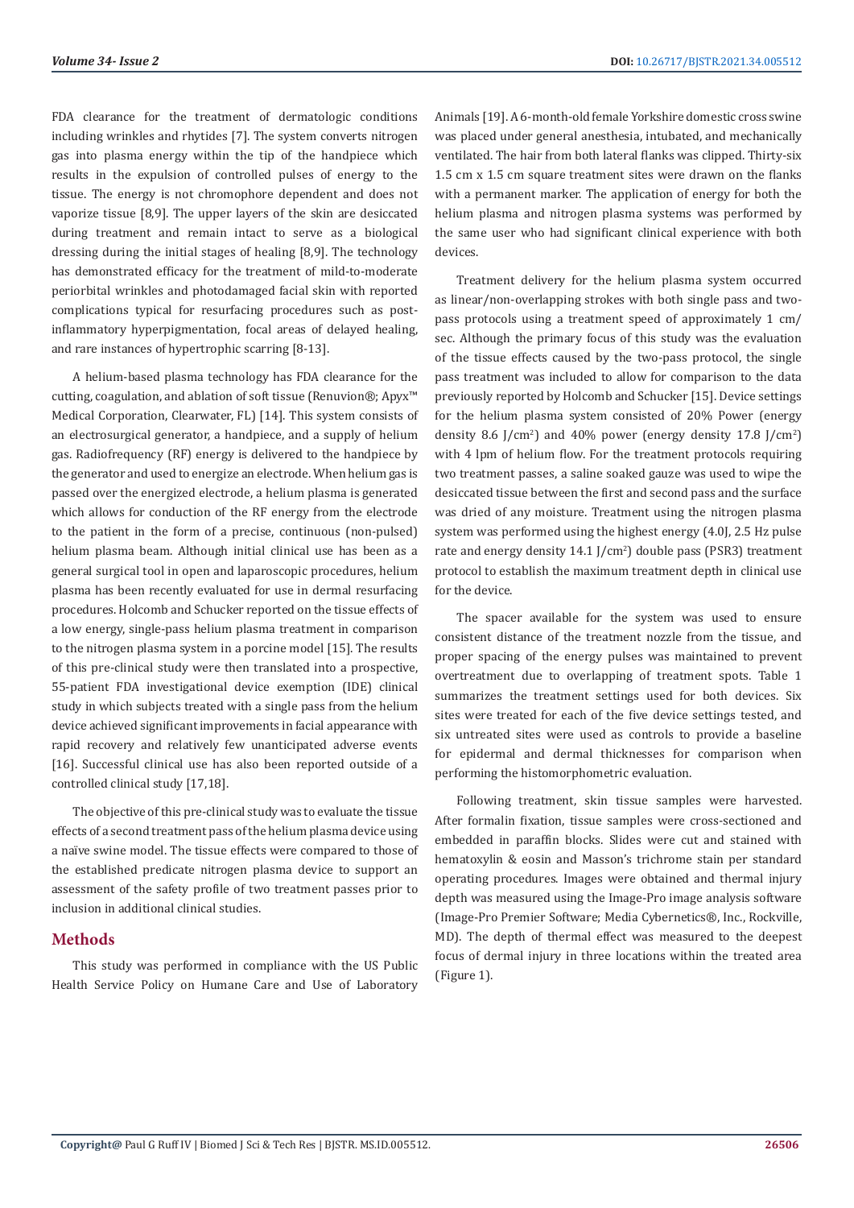FDA clearance for the treatment of dermatologic conditions including wrinkles and rhytides [7]. The system converts nitrogen gas into plasma energy within the tip of the handpiece which results in the expulsion of controlled pulses of energy to the tissue. The energy is not chromophore dependent and does not vaporize tissue [8,9]. The upper layers of the skin are desiccated during treatment and remain intact to serve as a biological dressing during the initial stages of healing [8,9]. The technology has demonstrated efficacy for the treatment of mild-to-moderate periorbital wrinkles and photodamaged facial skin with reported complications typical for resurfacing procedures such as post-inflammatory hyperpigmentation, focal areas of delayed healing, and rare instances of hypertrophic scarring [8-13].

A helium-based plasma technology has FDA clearance for the cutting, coagulation, and ablation of soft tissue (Renuvion®; Apyx™ Medical Corporation, Clearwater, FL) [14]. This system consists of an electrosurgical generator, a handpiece, and a supply of helium gas. Radiofrequency (RF) energy is delivered to the handpiece by the generator and used to energize an electrode. When helium gas is passed over the energized electrode, a helium plasma is generated which allows for conduction of the RF energy from the electrode to the patient in the form of a precise, continuous (non-pulsed) helium plasma beam. Although initial clinical use has been as a general surgical tool in open and laparoscopic procedures, helium plasma has been recently evaluated for use in dermal resurfacing procedures. Holcomb and Schucker reported on the tissue effects of a low energy, single-pass helium plasma treatment in comparison to the nitrogen plasma system in a porcine model [15]. The results of this pre-clinical study were then translated into a prospective, 55-patient FDA investigational device exemption (IDE) clinical study in which subjects treated with a single pass from the helium device achieved significant improvements in facial appearance with rapid recovery and relatively few unanticipated adverse events [16]. Successful clinical use has also been reported outside of a controlled clinical study [17,18].

The objective of this pre-clinical study was to evaluate the tissue effects of a second treatment pass of the helium plasma device using a naïve swine model. The tissue effects were compared to those of the established predicate nitrogen plasma device to support an assessment of the safety profile of two treatment passes prior to inclusion in additional clinical studies.

## Methods

This study was performed in compliance with the US Public Health Service Policy on Humane Care and Use of Laboratory Animals [19]. A 6-month-old female Yorkshire domestic cross swine was placed under general anesthesia, intubated, and mechanically ventilated. The hair from both lateral flanks was clipped. Thirty-six 1.5 cm x 1.5 cm square treatment sites were drawn on the flanks with a permanent marker. The application of energy for both the helium plasma and nitrogen plasma systems was performed by the same user who had significant clinical experience with both devices.

Treatment delivery for the helium plasma system occurred as linear/non-overlapping strokes with both single pass and two-pass protocols using a treatment speed of approximately 1 cm/sec. Although the primary focus of this study was the evaluation of the tissue effects caused by the two-pass protocol, the single pass treatment was included to allow for comparison to the data previously reported by Holcomb and Schucker [15]. Device settings for the helium plasma system consisted of 20% Power (energy density 8.6 J/cm$^2$) and 40% power (energy density 17.8 J/cm$^2$) with 4 lpm of helium flow. For the treatment protocols requiring two treatment passes, a saline soaked gauze was used to wipe the desiccated tissue between the first and second pass and the surface was dried of any moisture. Treatment using the nitrogen plasma system was performed using the highest energy (4.0J, 2.5 Hz pulse rate and energy density 14.1 J/cm$^2$) double pass (PSR3) treatment protocol to establish the maximum treatment depth in clinical use for the device.

The spacer available for the system was used to ensure consistent distance of the treatment nozzle from the tissue, and proper spacing of the energy pulses was maintained to prevent overtreatment due to overlapping of treatment spots. Table 1 summarizes the treatment settings used for both devices. Six sites were treated for each of the five device settings tested, and six untreated sites were used as controls to provide a baseline for epidermal and dermal thicknesses for comparison when performing the histomorphometric evaluation.

Following treatment, skin tissue samples were harvested. After formalin fixation, tissue samples were cross-sectioned and embedded in paraffin blocks. Slides were cut and stained with hematoxylin & eosin and Masson's trichrome stain per standard operating procedures. Images were obtained and thermal injury depth was measured using the Image-Pro image analysis software (Image-Pro Premier Software; Media Cybernetics®, Inc., Rockville, MD). The depth of thermal effect was measured to the deepest focus of dermal injury in three locations within the treated area (Figure 1).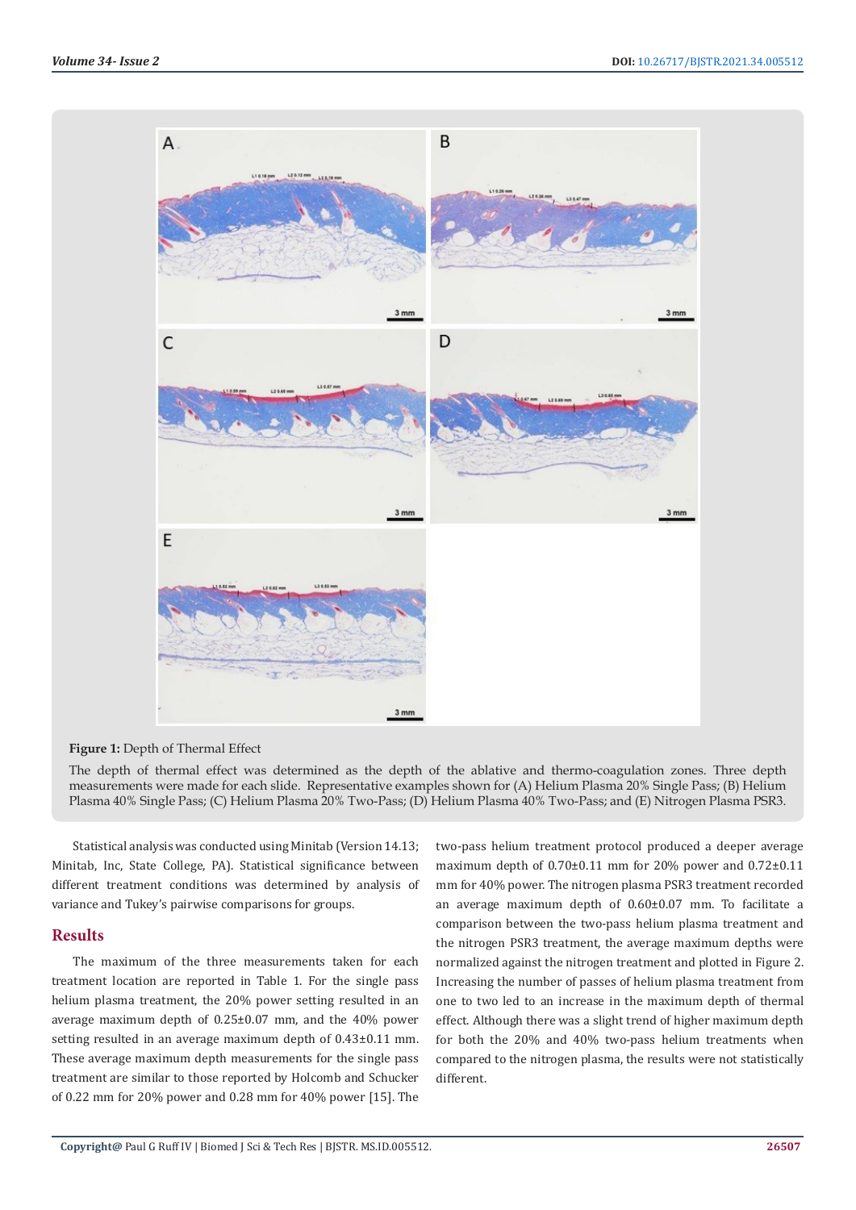**Figure 1:** Depth of Thermal Effect

The depth of thermal effect was determined as the depth of the ablative and thermo-coagulation zones. Three depth measurements were made for each slide. Representative examples shown for (A) Helium Plasma 20% Single Pass; (B) Helium Plasma 40% Single Pass; (C) Helium Plasma 20% Two-Pass; (D) Helium Plasma 40% Two-Pass; and (E) Nitrogen Plasma PSR3.

Statistical analysis was conducted using Minitab (Version 14.13; Minitab, Inc, State College, PA). Statistical significance between different treatment conditions was determined by analysis of variance and Tukey's pairwise comparisons for groups.

## Results

The maximum of the three measurements taken for each treatment location are reported in Table 1. For the single pass helium plasma treatment, the 20% power setting resulted in an average maximum depth of 0.25±0.07 mm, and the 40% power setting resulted in an average maximum depth of 0.43±0.11 mm. These average maximum depth measurements for the single pass treatment are similar to those reported by Holcomb and Schucker of 0.22 mm for 20% power and 0.28 mm for 40% power [15]. The two-pass helium treatment protocol produced a deeper average maximum depth of 0.70±0.11 mm for 20% power and 0.72±0.11 mm for 40% power. The nitrogen plasma PSR3 treatment recorded an average maximum depth of 0.60±0.07 mm. To facilitate a comparison between the two-pass helium plasma treatment and the nitrogen PSR3 treatment, the average maximum depths were normalized against the nitrogen treatment and plotted in Figure 2. Increasing the number of passes of helium plasma treatment from one to two led to an increase in the maximum depth of thermal effect. Although there was a slight trend of higher maximum depth for both the 20% and 40% two-pass helium treatments when compared to the nitrogen plasma, the results were not statistically different.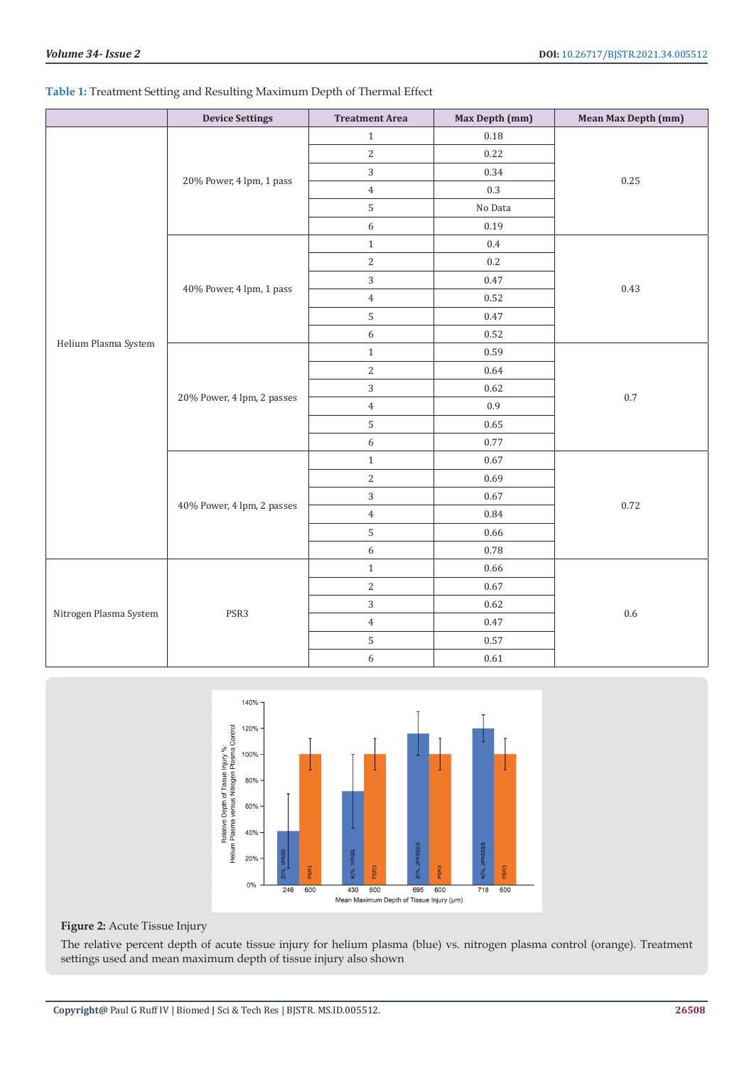**Table 1:** Treatment Setting and Resulting Maximum Depth of Thermal Effect

| | Device Settings | Treatment Area | Max Depth (mm) | Mean Max Depth (mm) |
|---|---|---|---|---|
| Helium Plasma System | 20% Power, 4 lpm, 1 pass | 1 | 0.18 | 0.25 |
| | | 2 | 0.22 | |
| | | 3 | 0.34 | |
| | | 4 | 0.3 | |
| | | 5 | No Data | |
| | | 6 | 0.19 | |
| | 40% Power, 4 lpm, 1 pass | 1 | 0.4 | 0.43 |
| | | 2 | 0.2 | |
| | | 3 | 0.47 | |
| | | 4 | 0.52 | |
| | | 5 | 0.47 | |
| | | 6 | 0.52 | |
| | 20% Power, 4 lpm, 2 passes | 1 | 0.59 | 0.7 |
| | | 2 | 0.64 | |
| | | 3 | 0.62 | |
| | | 4 | 0.9 | |
| | | 5 | 0.65 | |
| | | 6 | 0.77 | |
| | 40% Power, 4 lpm, 2 passes | 1 | 0.67 | 0.72 |
| | | 2 | 0.69 | |
| | | 3 | 0.67 | |
| | | 4 | 0.84 | |
| | | 5 | 0.66 | |
| | | 6 | 0.78 | |
| Nitrogen Plasma System | PSR3 | 1 | 0.66 | 0.6 |
| | | 2 | 0.67 | |
| | | 3 | 0.62 | |
| | | 4 | 0.47 | |
| | | 5 | 0.57 | |
| | | 6 | 0.61 | |

**Figure 2:** Acute Tissue Injury

The relative percent depth of acute tissue injury for helium plasma (blue) vs. nitrogen plasma control (orange). Treatment settings used and mean maximum depth of tissue injury also shown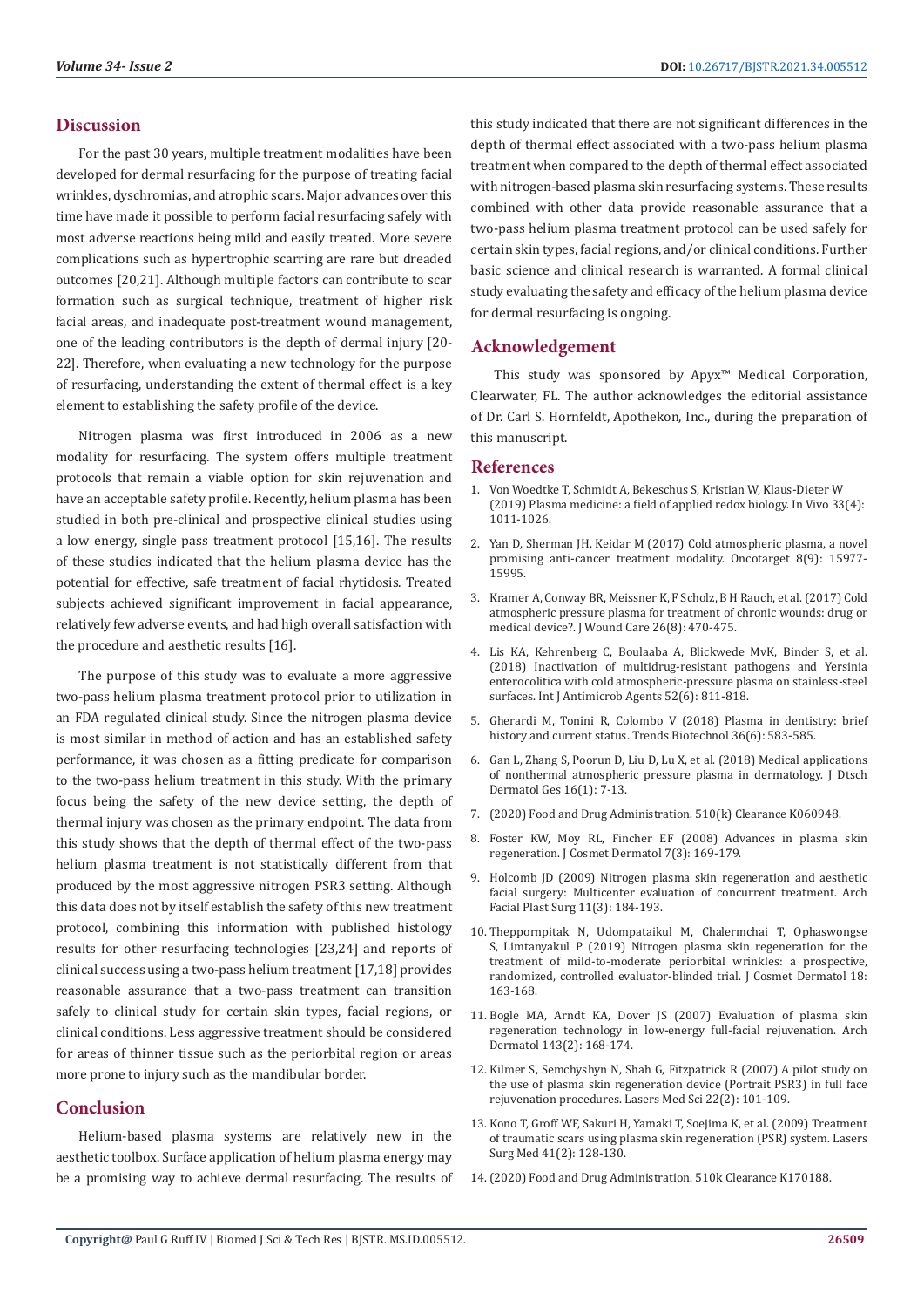## Discussion

For the past 30 years, multiple treatment modalities have been developed for dermal resurfacing for the purpose of treating facial wrinkles, dyschromias, and atrophic scars. Major advances over this time have made it possible to perform facial resurfacing safely with most adverse reactions being mild and easily treated. More severe complications such as hypertrophic scarring are rare but dreaded outcomes [20,21]. Although multiple factors can contribute to scar formation such as surgical technique, treatment of higher risk facial areas, and inadequate post-treatment wound management, one of the leading contributors is the depth of dermal injury [20-22]. Therefore, when evaluating a new technology for the purpose of resurfacing, understanding the extent of thermal effect is a key element to establishing the safety profile of the device.

Nitrogen plasma was first introduced in 2006 as a new modality for resurfacing. The system offers multiple treatment protocols that remain a viable option for skin rejuvenation and have an acceptable safety profile. Recently, helium plasma has been studied in both pre-clinical and prospective clinical studies using a low energy, single pass treatment protocol [15,16]. The results of these studies indicated that the helium plasma device has the potential for effective, safe treatment of facial rhytidosis. Treated subjects achieved significant improvement in facial appearance, relatively few adverse events, and had high overall satisfaction with the procedure and aesthetic results [16].

The purpose of this study was to evaluate a more aggressive two-pass helium plasma treatment protocol prior to utilization in an FDA regulated clinical study. Since the nitrogen plasma device is most similar in method of action and has an established safety performance, it was chosen as a fitting predicate for comparison to the two-pass helium treatment in this study. With the primary focus being the safety of the new device setting, the depth of thermal injury was chosen as the primary endpoint. The data from this study shows that the depth of thermal effect of the two-pass helium plasma treatment is not statistically different from that produced by the most aggressive nitrogen PSR3 setting. Although this data does not by itself establish the safety of this new treatment protocol, combining this information with published histology results for other resurfacing technologies [23,24] and reports of clinical success using a two-pass helium treatment [17,18] provides reasonable assurance that a two-pass treatment can transition safely to clinical study for certain skin types, facial regions, or clinical conditions. Less aggressive treatment should be considered for areas of thinner tissue such as the periorbital region or areas more prone to injury such as the mandibular border.

## Conclusion

Helium-based plasma systems are relatively new in the aesthetic toolbox. Surface application of helium plasma energy may be a promising way to achieve dermal resurfacing. The results of this study indicated that there are not significant differences in the depth of thermal effect associated with a two-pass helium plasma treatment when compared to the depth of thermal effect associated with nitrogen-based plasma skin resurfacing systems. These results combined with other data provide reasonable assurance that a two-pass helium plasma treatment protocol can be used safely for certain skin types, facial regions, and/or clinical conditions. Further basic science and clinical research is warranted. A formal clinical study evaluating the safety and efficacy of the helium plasma device for dermal resurfacing is ongoing.

## Acknowledgement

This study was sponsored by Apyx™ Medical Corporation, Clearwater, FL. The author acknowledges the editorial assistance of Dr. Carl S. Hornfeldt, Apothekon, Inc., during the preparation of this manuscript.

## References

1. Von Woedtke T, Schmidt A, Bekeschus S, Kristian W, Klaus-Dieter W (2019) Plasma medicine: a field of applied redox biology. In Vivo 33(4): 1011-1026.
2. Yan D, Sherman JH, Keidar M (2017) Cold atmospheric plasma, a novel promising anti-cancer treatment modality. Oncotarget 8(9): 15977-15995.
3. Kramer A, Conway BR, Meissner K, F Scholz, B H Rauch, et al. (2017) Cold atmospheric pressure plasma for treatment of chronic wounds: drug or medical device?. J Wound Care 26(8): 470-475.
4. Lis KA, Kehrenberg C, Boulaaba A, Blickwede MvK, Binder S, et al. (2018) Inactivation of multidrug-resistant pathogens and Yersinia enterocolitica with cold atmospheric-pressure plasma on stainless-steel surfaces. Int J Antimicrob Agents 52(6): 811-818.
5. Gherardi M, Tonini R, Colombo V (2018) Plasma in dentistry: brief history and current status. Trends Biotechnol 36(6): 583-585.
6. Gan L, Zhang S, Poorun D, Liu D, Lu X, et al. (2018) Medical applications of nonthermal atmospheric pressure plasma in dermatology. J Dtsch Dermatol Ges 16(1): 7-13.
7. (2020) Food and Drug Administration. 510(k) Clearance K060948.
8. Foster KW, Moy RL, Fincher EF (2008) Advances in plasma skin regeneration. J Cosmet Dermatol 7(3): 169-179.
9. Holcomb JD (2009) Nitrogen plasma skin regeneration and aesthetic facial surgery: Multicenter evaluation of concurrent treatment. Arch Facial Plast Surg 11(3): 184-193.
10. Theppornpitak N, Udompataikul M, Chalermchai T, Ophaswongse S, Limtanyakul P (2019) Nitrogen plasma skin regeneration for the treatment of mild-to-moderate periorbital wrinkles: a prospective, randomized, controlled evaluator-blinded trial. J Cosmet Dermatol 18: 163-168.
11. Bogle MA, Arndt KA, Dover JS (2007) Evaluation of plasma skin regeneration technology in low-energy full-facial rejuvenation. Arch Dermatol 143(2): 168-174.
12. Kilmer S, Semchyshyn N, Shah G, Fitzpatrick R (2007) A pilot study on the use of plasma skin regeneration device (Portrait PSR3) in full face rejuvenation procedures. Lasers Med Sci 22(2): 101-109.
13. Kono T, Groff WF, Sakuri H, Yamaki T, Soejima K, et al. (2009) Treatment of traumatic scars using plasma skin regeneration (PSR) system. Lasers Surg Med 41(2): 128-130.
14. (2020) Food and Drug Administration. 510k Clearance K170188.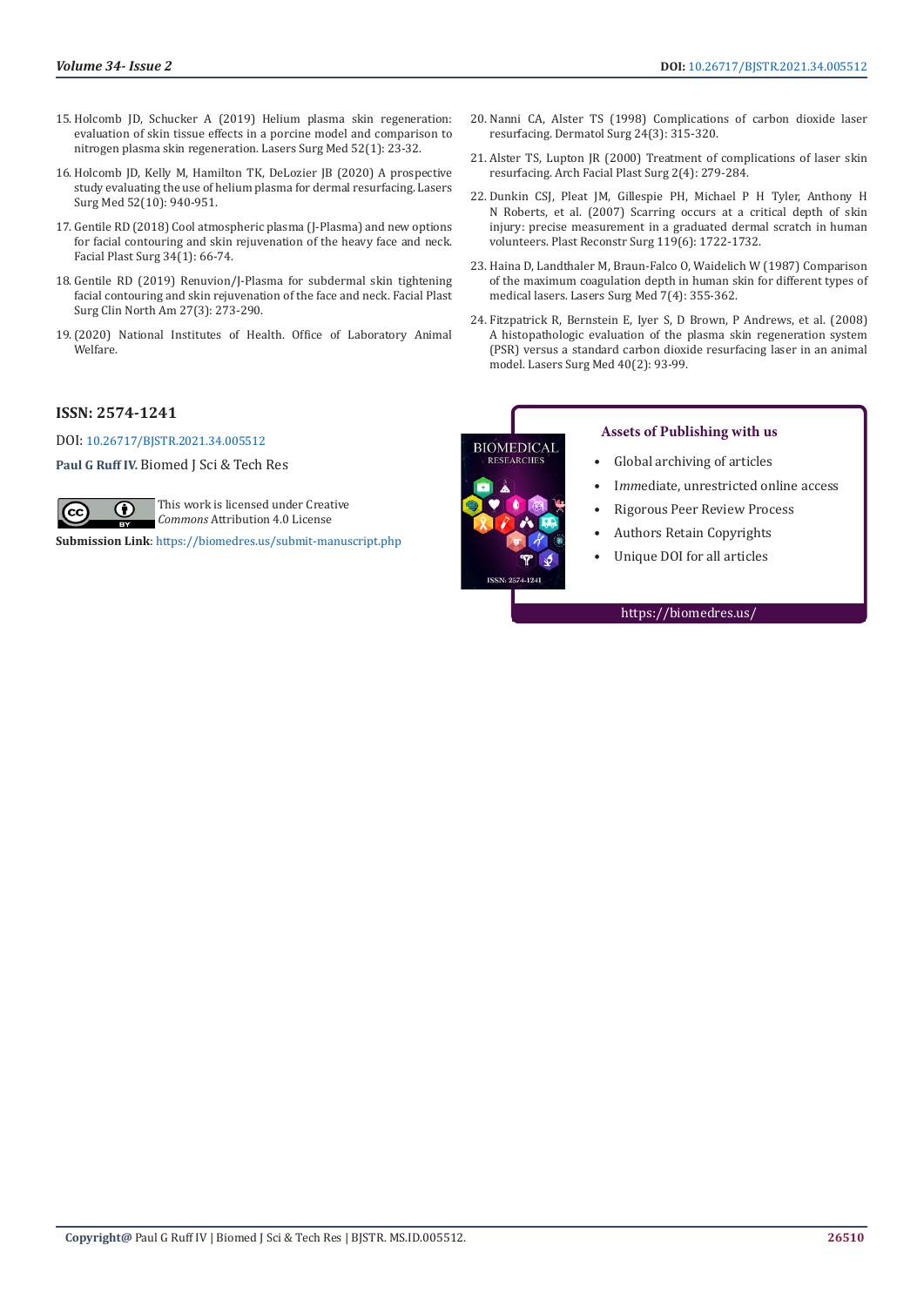15. Holcomb JD, Schucker A (2019) Helium plasma skin regeneration: evaluation of skin tissue effects in a porcine model and comparison to nitrogen plasma skin regeneration. Lasers Surg Med 52(1): 23-32.
16. Holcomb JD, Kelly M, Hamilton TK, DeLozier JB (2020) A prospective study evaluating the use of helium plasma for dermal resurfacing. Lasers Surg Med 52(10): 940-951.
17. Gentile RD (2018) Cool atmospheric plasma (J-Plasma) and new options for facial contouring and skin rejuvenation of the heavy face and neck. Facial Plast Surg 34(1): 66-74.
18. Gentile RD (2019) Renuvion/J-Plasma for subdermal skin tightening facial contouring and skin rejuvenation of the face and neck. Facial Plast Surg Clin North Am 27(3): 273-290.
19. (2020) National Institutes of Health. Office of Laboratory Animal Welfare.
20. Nanni CA, Alster TS (1998) Complications of carbon dioxide laser resurfacing. Dermatol Surg 24(3): 315-320.
21. Alster TS, Lupton JR (2000) Treatment of complications of laser skin resurfacing. Arch Facial Plast Surg 2(4): 279-284.
22. Dunkin CSJ, Pleat JM, Gillespie PH, Michael P H Tyler, Anthony H N Roberts, et al. (2007) Scarring occurs at a critical depth of skin injury: precise measurement in a graduated dermal scratch in human volunteers. Plast Reconstr Surg 119(6): 1722-1732.
23. Haina D, Landthaler M, Braun-Falco O, Waidelich W (1987) Comparison of the maximum coagulation depth in human skin for different types of medical lasers. Lasers Surg Med 7(4): 355-362.
24. Fitzpatrick R, Bernstein E, Iyer S, D Brown, P Andrews, et al. (2008) A histopathologic evaluation of the plasma skin regeneration system (PSR) versus a standard carbon dioxide resurfacing laser in an animal model. Lasers Surg Med 40(2): 93-99.

**ISSN: 2574-1241**

DOI: 10.26717/BJSTR.2021.34.005512

**Paul G Ruff IV.** Biomed J Sci & Tech Res

This work is licensed under Creative *Commons* Attribution 4.0 License

**Submission Link**: https://biomedres.us/submit-manuscript.php

**Assets of Publishing with us**

- Global archiving of articles
- Immediate, unrestricted online access
- Rigorous Peer Review Process
- Authors Retain Copyrights
- Unique DOI for all articles

https://biomedres.us/